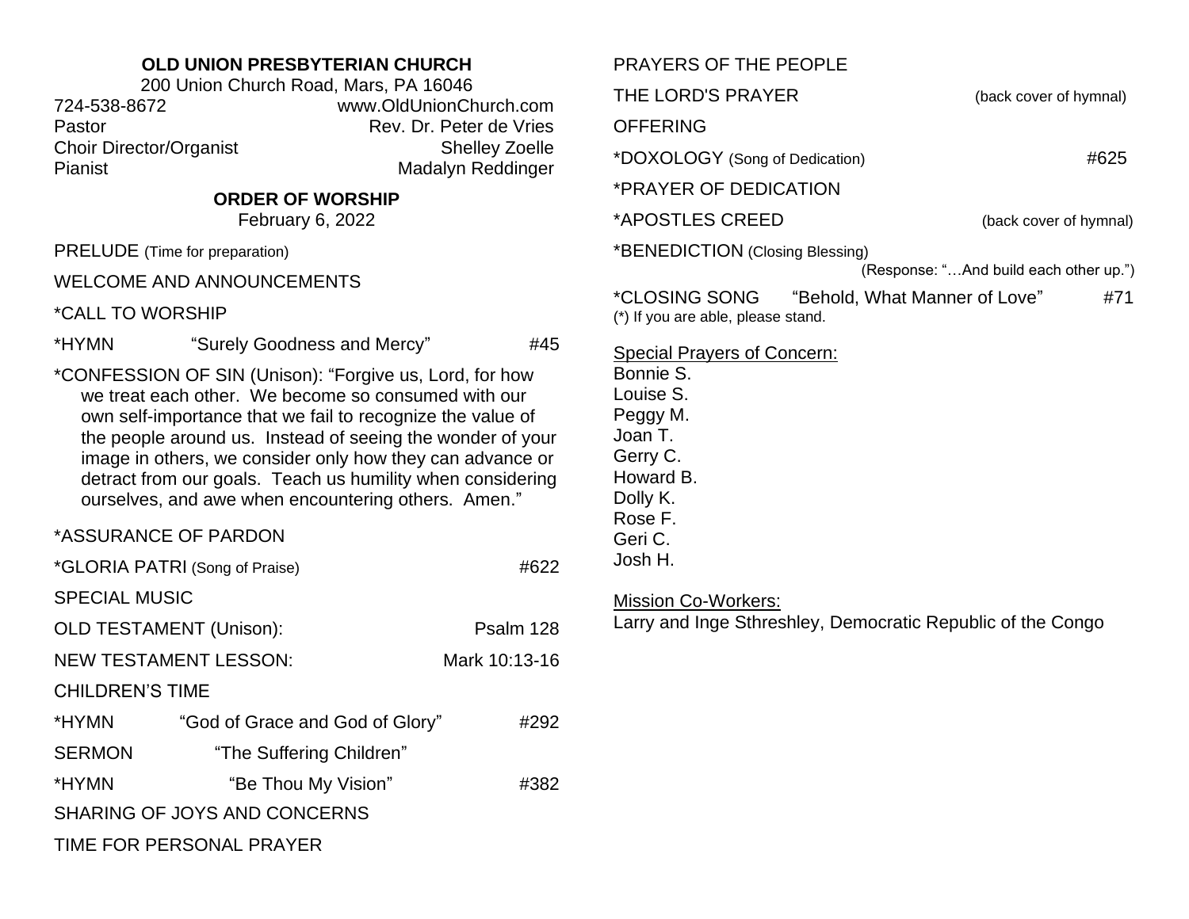# OLD UNION PRESBYTERIAN CHURCH

200 Union Church Road, Mars, PA 16046

724-538-8672 www.OldUnionChurch.com

Pastor Rev. Dr. Peter de Vries

Choir Director/Organist Shelley Zoelle

Pianist Madalyn Reddinger

## ORDER OF WORSHIP

February 6, 2022

PRELUDE (Time for preparation)

WELCOME AND ANNOUNCEMENTS

*CALL TO WORSHIP

*HYMN “Surely Goodness and Mercy” #45

*CONFESSION OF SIN (Unison): “Forgive us, Lord, for how we treat each other. We become so consumed with our own self-importance that we fail to recognize the value of the people around us. Instead of seeing the wonder of your image in others, we consider only how they can advance or detract from our goals. Teach us humility when considering ourselves, and awe when encountering others. Amen.”

*ASSURANCE OF PARDON

*GLORIA PATRI (Song of Praise) #622

SPECIAL MUSIC

OLD TESTAMENT (Unison): Psalm 128

NEW TESTAMENT LESSON: Mark 10:13-16

CHILDREN’S TIME

*HYMN “God of Grace and God of Glory” #292

SERMON “The Suffering Children”

*HYMN “Be Thou My Vision” #382

SHARING OF JOYS AND CONCERNS

TIME FOR PERSONAL PRAYER

PRAYERS OF THE PEOPLE

THE LORD'S PRAYER (back cover of hymnal)

OFFERING

*DOXOLOGY (Song of Dedication) #625

*PRAYER OF DEDICATION

*APOSTLES CREED (back cover of hymnal)

*BENEDICTION (Closing Blessing)
(Response: “…And build each other up.”)

*CLOSING SONG “Behold, What Manner of Love” #71

(*) If you are able, please stand.

Special Prayers of Concern:

Bonnie S.
Louise S.
Peggy M.
Joan T.
Gerry C.
Howard B.
Dolly K.
Rose F.
Geri C.
Josh H.

Mission Co-Workers:

Larry and Inge Sthreshley, Democratic Republic of the Congo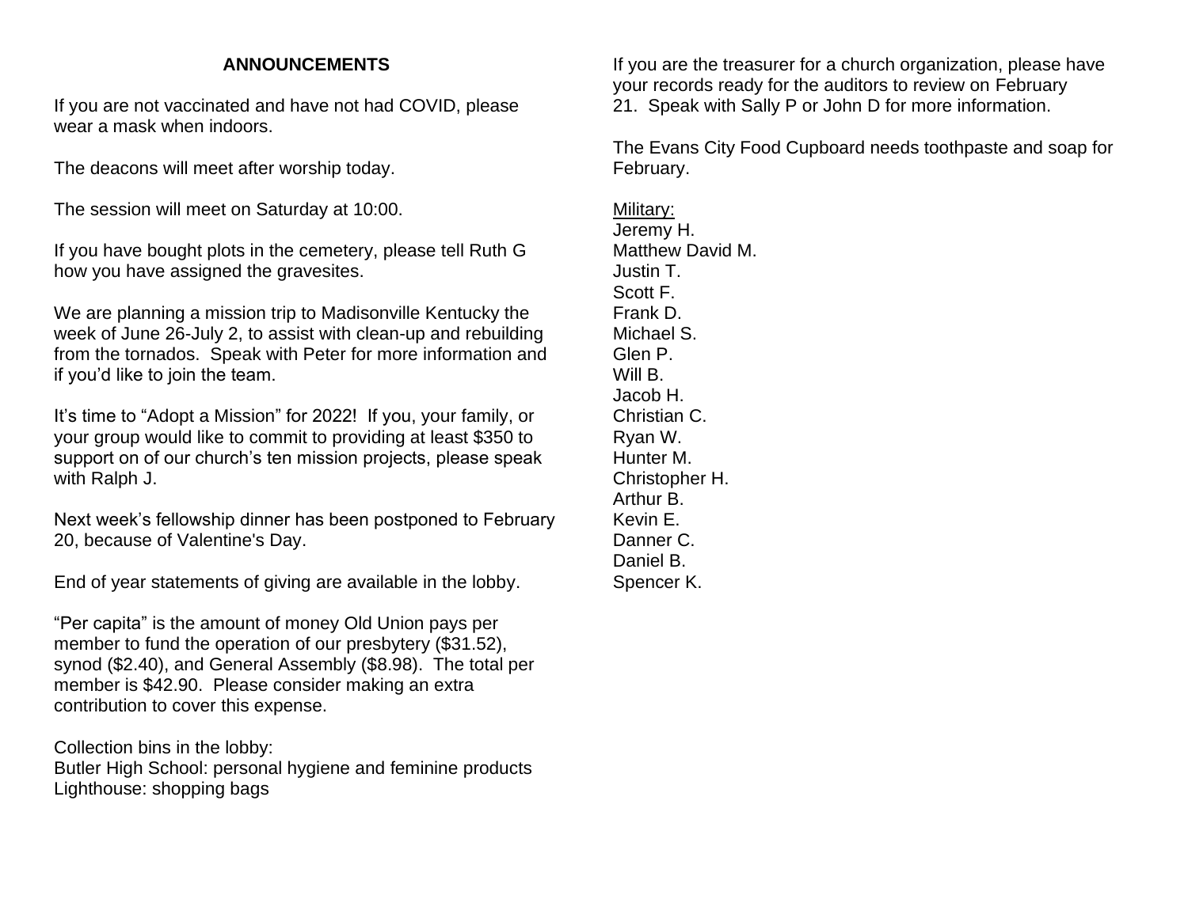## ANNOUNCEMENTS

If you are not vaccinated and have not had COVID, please wear a mask when indoors.

The deacons will meet after worship today.

The session will meet on Saturday at 10:00.

If you have bought plots in the cemetery, please tell Ruth G how you have assigned the gravesites.

We are planning a mission trip to Madisonville Kentucky the week of June 26-July 2, to assist with clean-up and rebuilding from the tornados. Speak with Peter for more information and if you'd like to join the team.

It's time to "Adopt a Mission" for 2022! If you, your family, or your group would like to commit to providing at least $350 to support on of our church's ten mission projects, please speak with Ralph J.

Next week's fellowship dinner has been postponed to February 20, because of Valentine's Day.

End of year statements of giving are available in the lobby.

"Per capita" is the amount of money Old Union pays per member to fund the operation of our presbytery ($31.52), synod ($2.40), and General Assembly ($8.98). The total per member is $42.90. Please consider making an extra contribution to cover this expense.

Collection bins in the lobby:
Butler High School: personal hygiene and feminine products
Lighthouse: shopping bags

If you are the treasurer for a church organization, please have your records ready for the auditors to review on February 21. Speak with Sally P or John D for more information.

The Evans City Food Cupboard needs toothpaste and soap for February.

<u>Military:</u>
Jeremy H.
Matthew David M.
Justin T.
Scott F.
Frank D.
Michael S.
Glen P.
Will B.
Jacob H.
Christian C.
Ryan W.
Hunter M.
Christopher H.
Arthur B.
Kevin E.
Danner C.
Daniel B.
Spencer K.